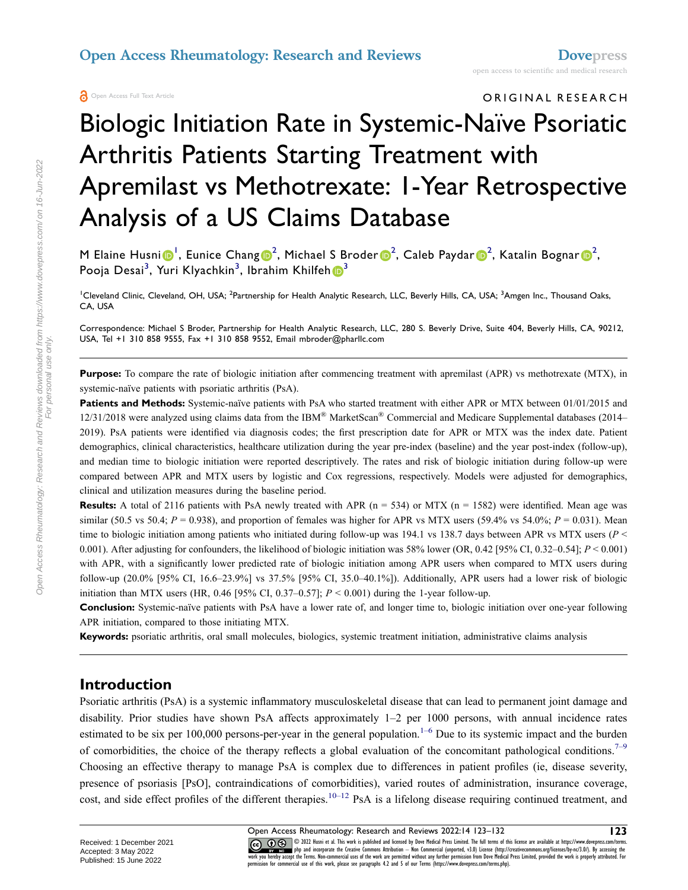ORIGINAL RESEARCH

# Biologic Initiation Rate in Systemic-Naïve Psoriatic Arthritis Patients Starting Treatment with Apremilast vs Methotrexate: 1-Year Retrospective Analysis of a US Claims Database

M Elaine Husni[1], Eunice Chang[2], Michael S Broder[2], Caleb Paydar[2], Katalin Bognar[2], Pooja Desai[3], Yuri Klyachkin[3], Ibrahim Khilfeh[3]

[1]Cleveland Clinic, Cleveland, OH, USA; [2]Partnership for Health Analytic Research, LLC, Beverly Hills, CA, USA; [3]Amgen Inc., Thousand Oaks, CA, USA

Correspondence: Michael S Broder, Partnership for Health Analytic Research, LLC, 280 S. Beverly Drive, Suite 404, Beverly Hills, CA, 90212, USA, Tel +1 310 858 9555, Fax +1 310 858 9552, Email mbroder@pharllc.com

**Purpose:** To compare the rate of biologic initiation after commencing treatment with apremilast (APR) vs methotrexate (MTX), in systemic-naïve patients with psoriatic arthritis (PsA).

**Patients and Methods:** Systemic-naïve patients with PsA who started treatment with either APR or MTX between 01/01/2015 and 12/31/2018 were analyzed using claims data from the IBM® MarketScan® Commercial and Medicare Supplemental databases (2014–2019). PsA patients were identified via diagnosis codes; the first prescription date for APR or MTX was the index date. Patient demographics, clinical characteristics, healthcare utilization during the year pre-index (baseline) and the year post-index (follow-up), and median time to biologic initiation were reported descriptively. The rates and risk of biologic initiation during follow-up were compared between APR and MTX users by logistic and Cox regressions, respectively. Models were adjusted for demographics, clinical and utilization measures during the baseline period.

**Results:** A total of 2116 patients with PsA newly treated with APR (n = 534) or MTX (n = 1582) were identified. Mean age was similar (50.5 vs 50.4; $P = 0.938$), and proportion of females was higher for APR vs MTX users (59.4% vs 54.0%; $P = 0.031$). Mean time to biologic initiation among patients who initiated during follow-up was 194.1 vs 138.7 days between APR vs MTX users ($P < 0.001$). After adjusting for confounders, the likelihood of biologic initiation was 58% lower (OR, 0.42 [95% CI, 0.32–0.54]; $P < 0.001$) with APR, with a significantly lower predicted rate of biologic initiation among APR users when compared to MTX users during follow-up (20.0% [95% CI, 16.6–23.9%] vs 37.5% [95% CI, 35.0–40.1%]). Additionally, APR users had a lower risk of biologic initiation than MTX users (HR, 0.46 [95% CI, 0.37–0.57]; $P < 0.001$) during the 1-year follow-up.

**Conclusion:** Systemic-naïve patients with PsA have a lower rate of, and longer time to, biologic initiation over one-year following APR initiation, compared to those initiating MTX.

**Keywords:** psoriatic arthritis, oral small molecules, biologics, systemic treatment initiation, administrative claims analysis

## Introduction

Psoriatic arthritis (PsA) is a systemic inflammatory musculoskeletal disease that can lead to permanent joint damage and disability. Prior studies have shown PsA affects approximately 1–2 per 1000 persons, with annual incidence rates estimated to be six per 100,000 persons-per-year in the general population.[1–6] Due to its systemic impact and the burden of comorbidities, the choice of the therapy reflects a global evaluation of the concomitant pathological conditions.[7–9] Choosing an effective therapy to manage PsA is complex due to differences in patient profiles (ie, disease severity, presence of psoriasis [PsO], contraindications of comorbidities), varied routes of administration, insurance coverage, cost, and side effect profiles of the different therapies.[10–12] PsA is a lifelong disease requiring continued treatment, and

Received: 1 December 2021
Accepted: 3 May 2022
Published: 15 June 2022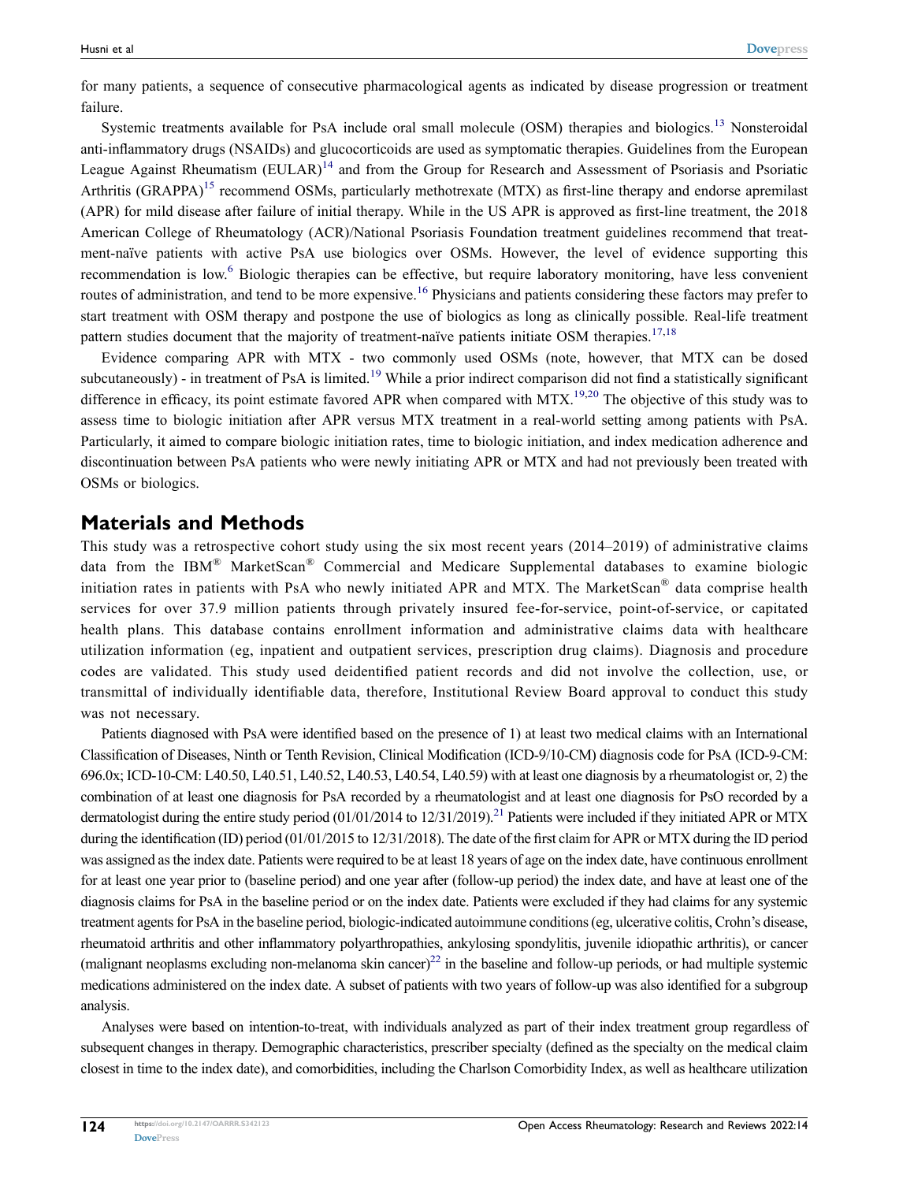for many patients, a sequence of consecutive pharmacological agents as indicated by disease progression or treatment failure.

Systemic treatments available for PsA include oral small molecule (OSM) therapies and biologics.[13] Nonsteroidal anti-inflammatory drugs (NSAIDs) and glucocorticoids are used as symptomatic therapies. Guidelines from the European League Against Rheumatism (EULAR)[14] and from the Group for Research and Assessment of Psoriasis and Psoriatic Arthritis (GRAPPA)[15] recommend OSMs, particularly methotrexate (MTX) as first-line therapy and endorse apremilast (APR) for mild disease after failure of initial therapy. While in the US APR is approved as first-line treatment, the 2018 American College of Rheumatology (ACR)/National Psoriasis Foundation treatment guidelines recommend that treatment-naïve patients with active PsA use biologics over OSMs. However, the level of evidence supporting this recommendation is low.[6] Biologic therapies can be effective, but require laboratory monitoring, have less convenient routes of administration, and tend to be more expensive.[16] Physicians and patients considering these factors may prefer to start treatment with OSM therapy and postpone the use of biologics as long as clinically possible. Real-life treatment pattern studies document that the majority of treatment-naïve patients initiate OSM therapies.[17,18]

Evidence comparing APR with MTX - two commonly used OSMs (note, however, that MTX can be dosed subcutaneously) - in treatment of PsA is limited.[19] While a prior indirect comparison did not find a statistically significant difference in efficacy, its point estimate favored APR when compared with MTX.[19,20] The objective of this study was to assess time to biologic initiation after APR versus MTX treatment in a real-world setting among patients with PsA. Particularly, it aimed to compare biologic initiation rates, time to biologic initiation, and index medication adherence and discontinuation between PsA patients who were newly initiating APR or MTX and had not previously been treated with OSMs or biologics.

## Materials and Methods

This study was a retrospective cohort study using the six most recent years (2014–2019) of administrative claims data from the IBM® MarketScan® Commercial and Medicare Supplemental databases to examine biologic initiation rates in patients with PsA who newly initiated APR and MTX. The MarketScan® data comprise health services for over 37.9 million patients through privately insured fee-for-service, point-of-service, or capitated health plans. This database contains enrollment information and administrative claims data with healthcare utilization information (eg, inpatient and outpatient services, prescription drug claims). Diagnosis and procedure codes are validated. This study used deidentified patient records and did not involve the collection, use, or transmittal of individually identifiable data, therefore, Institutional Review Board approval to conduct this study was not necessary.

Patients diagnosed with PsA were identified based on the presence of 1) at least two medical claims with an International Classification of Diseases, Ninth or Tenth Revision, Clinical Modification (ICD-9/10-CM) diagnosis code for PsA (ICD-9-CM: 696.0x; ICD-10-CM: L40.50, L40.51, L40.52, L40.53, L40.54, L40.59) with at least one diagnosis by a rheumatologist or, 2) the combination of at least one diagnosis for PsA recorded by a rheumatologist and at least one diagnosis for PsO recorded by a dermatologist during the entire study period (01/01/2014 to 12/31/2019).[21] Patients were included if they initiated APR or MTX during the identification (ID) period (01/01/2015 to 12/31/2018). The date of the first claim for APR or MTX during the ID period was assigned as the index date. Patients were required to be at least 18 years of age on the index date, have continuous enrollment for at least one year prior to (baseline period) and one year after (follow-up period) the index date, and have at least one of the diagnosis claims for PsA in the baseline period or on the index date. Patients were excluded if they had claims for any systemic treatment agents for PsA in the baseline period, biologic-indicated autoimmune conditions (eg, ulcerative colitis, Crohn's disease, rheumatoid arthritis and other inflammatory polyarthropathies, ankylosing spondylitis, juvenile idiopathic arthritis), or cancer (malignant neoplasms excluding non-melanoma skin cancer)[22] in the baseline and follow-up periods, or had multiple systemic medications administered on the index date. A subset of patients with two years of follow-up was also identified for a subgroup analysis.

Analyses were based on intention-to-treat, with individuals analyzed as part of their index treatment group regardless of subsequent changes in therapy. Demographic characteristics, prescriber specialty (defined as the specialty on the medical claim closest in time to the index date), and comorbidities, including the Charlson Comorbidity Index, as well as healthcare utilization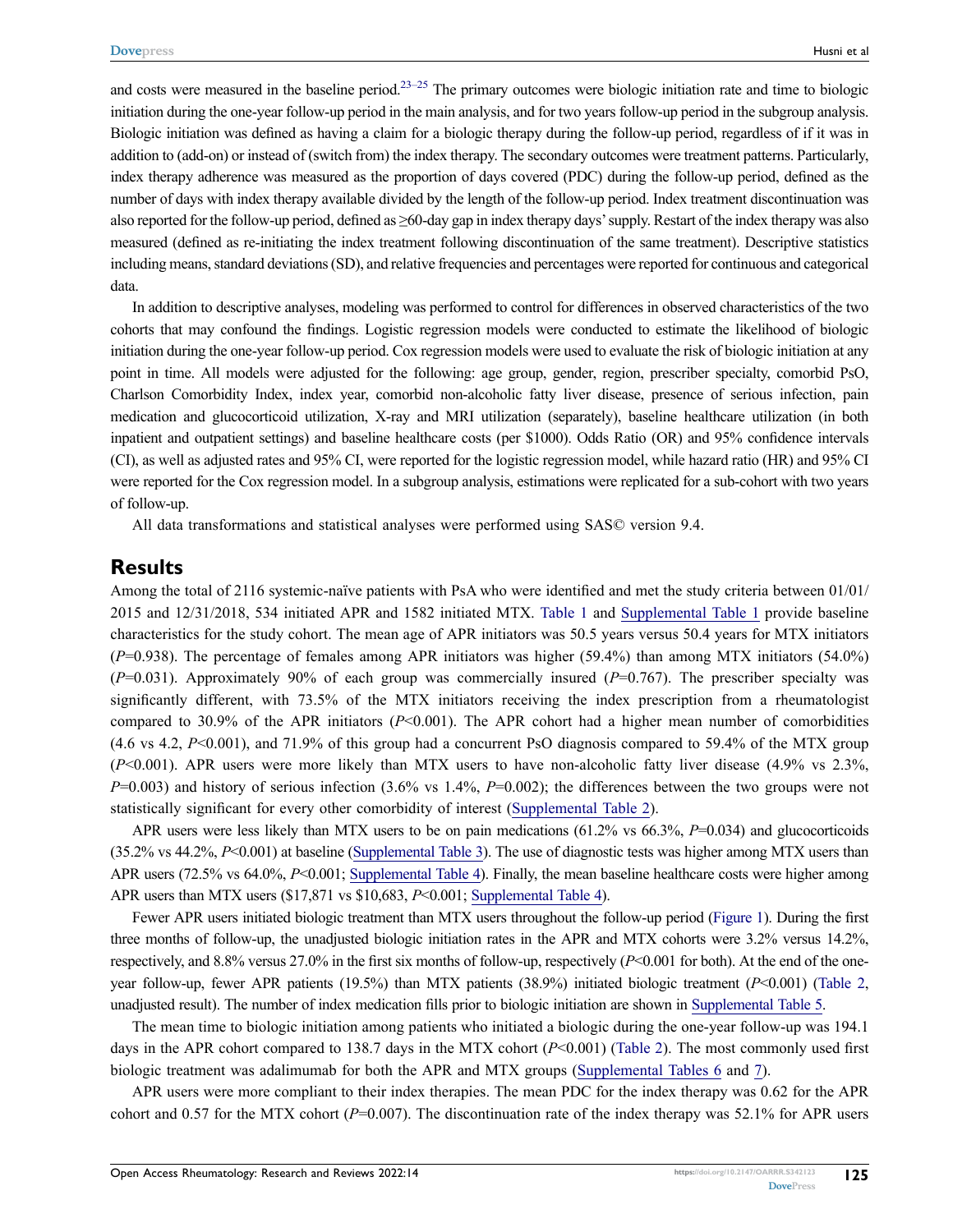and costs were measured in the baseline period.[23–25] The primary outcomes were biologic initiation rate and time to biologic initiation during the one-year follow-up period in the main analysis, and for two years follow-up period in the subgroup analysis. Biologic initiation was defined as having a claim for a biologic therapy during the follow-up period, regardless of if it was in addition to (add-on) or instead of (switch from) the index therapy. The secondary outcomes were treatment patterns. Particularly, index therapy adherence was measured as the proportion of days covered (PDC) during the follow-up period, defined as the number of days with index therapy available divided by the length of the follow-up period. Index treatment discontinuation was also reported for the follow-up period, defined as ≥60-day gap in index therapy days' supply. Restart of the index therapy was also measured (defined as re-initiating the index treatment following discontinuation of the same treatment). Descriptive statistics including means, standard deviations (SD), and relative frequencies and percentages were reported for continuous and categorical data.

In addition to descriptive analyses, modeling was performed to control for differences in observed characteristics of the two cohorts that may confound the findings. Logistic regression models were conducted to estimate the likelihood of biologic initiation during the one-year follow-up period. Cox regression models were used to evaluate the risk of biologic initiation at any point in time. All models were adjusted for the following: age group, gender, region, prescriber specialty, comorbid PsO, Charlson Comorbidity Index, index year, comorbid non-alcoholic fatty liver disease, presence of serious infection, pain medication and glucocorticoid utilization, X-ray and MRI utilization (separately), baseline healthcare utilization (in both inpatient and outpatient settings) and baseline healthcare costs (per $1000). Odds Ratio (OR) and 95% confidence intervals (CI), as well as adjusted rates and 95% CI, were reported for the logistic regression model, while hazard ratio (HR) and 95% CI were reported for the Cox regression model. In a subgroup analysis, estimations were replicated for a sub-cohort with two years of follow-up.

All data transformations and statistical analyses were performed using SAS© version 9.4.

## Results

Among the total of 2116 systemic-naïve patients with PsA who were identified and met the study criteria between 01/01/2015 and 12/31/2018, 534 initiated APR and 1582 initiated MTX. Table 1 and Supplemental Table 1 provide baseline characteristics for the study cohort. The mean age of APR initiators was 50.5 years versus 50.4 years for MTX initiators (*P*=0.938). The percentage of females among APR initiators was higher (59.4%) than among MTX initiators (54.0%) (*P*=0.031). Approximately 90% of each group was commercially insured (*P*=0.767). The prescriber specialty was significantly different, with 73.5% of the MTX initiators receiving the index prescription from a rheumatologist compared to 30.9% of the APR initiators (*P*<0.001). The APR cohort had a higher mean number of comorbidities (4.6 vs 4.2, *P*<0.001), and 71.9% of this group had a concurrent PsO diagnosis compared to 59.4% of the MTX group (*P*<0.001). APR users were more likely than MTX users to have non-alcoholic fatty liver disease (4.9% vs 2.3%, *P*=0.003) and history of serious infection (3.6% vs 1.4%, *P*=0.002); the differences between the two groups were not statistically significant for every other comorbidity of interest (Supplemental Table 2).

APR users were less likely than MTX users to be on pain medications (61.2% vs 66.3%, *P*=0.034) and glucocorticoids (35.2% vs 44.2%, *P*<0.001) at baseline (Supplemental Table 3). The use of diagnostic tests was higher among MTX users than APR users (72.5% vs 64.0%, *P*<0.001; Supplemental Table 4). Finally, the mean baseline healthcare costs were higher among APR users than MTX users ($17,871 vs $10,683, *P*<0.001; Supplemental Table 4).

Fewer APR users initiated biologic treatment than MTX users throughout the follow-up period (Figure 1). During the first three months of follow-up, the unadjusted biologic initiation rates in the APR and MTX cohorts were 3.2% versus 14.2%, respectively, and 8.8% versus 27.0% in the first six months of follow-up, respectively (*P*<0.001 for both). At the end of the one-year follow-up, fewer APR patients (19.5%) than MTX patients (38.9%) initiated biologic treatment (*P*<0.001) (Table 2, unadjusted result). The number of index medication fills prior to biologic initiation are shown in Supplemental Table 5.

The mean time to biologic initiation among patients who initiated a biologic during the one-year follow-up was 194.1 days in the APR cohort compared to 138.7 days in the MTX cohort (*P*<0.001) (Table 2). The most commonly used first biologic treatment was adalimumab for both the APR and MTX groups (Supplemental Tables 6 and 7).

APR users were more compliant to their index therapies. The mean PDC for the index therapy was 0.62 for the APR cohort and 0.57 for the MTX cohort (*P*=0.007). The discontinuation rate of the index therapy was 52.1% for APR users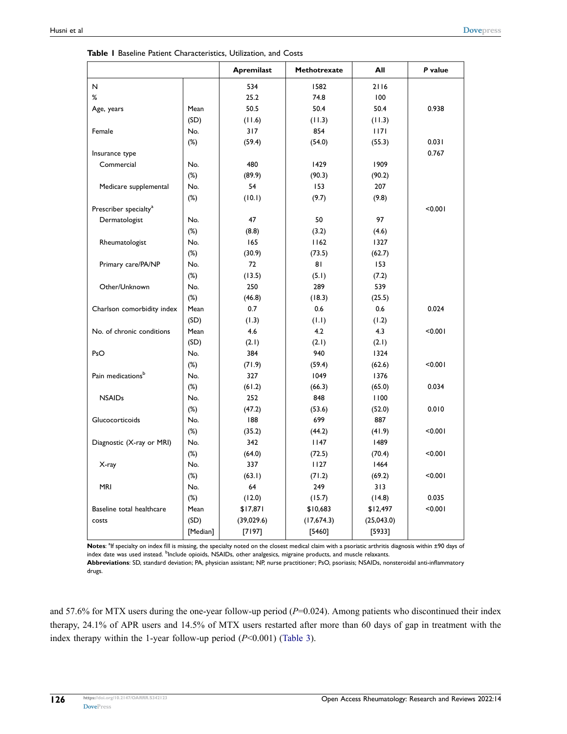**Table 1** Baseline Patient Characteristics, Utilization, and Costs

| | | Apremilast | Methotrexate | All | *P* value |
|---|---|---|---|---|---|
| N | | 534 | 1582 | 2116 | |
| % | | 25.2 | 74.8 | 100 | |
| Age, years | Mean | 50.5 | 50.4 | 50.4 | 0.938 |
| | (SD) | (11.6) | (11.3) | (11.3) | |
| Female | No. | 317 | 854 | 1171 | |
| | (%) | (59.4) | (54.0) | (55.3) | 0.031 |
| Insurance type | | | | | 0.767 |
| Commercial | No. | 480 | 1429 | 1909 | |
| | (%) | (89.9) | (90.3) | (90.2) | |
| Medicare supplemental | No. | 54 | 153 | 207 | |
| | (%) | (10.1) | (9.7) | (9.8) | |
| Prescriber specialty[a] | | | | | <0.001 |
| Dermatologist | No. | 47 | 50 | 97 | |
| | (%) | (8.8) | (3.2) | (4.6) | |
| Rheumatologist | No. | 165 | 1162 | 1327 | |
| | (%) | (30.9) | (73.5) | (62.7) | |
| Primary care/PA/NP | No. | 72 | 81 | 153 | |
| | (%) | (13.5) | (5.1) | (7.2) | |
| Other/Unknown | No. | 250 | 289 | 539 | |
| | (%) | (46.8) | (18.3) | (25.5) | |
| Charlson comorbidity index | Mean | 0.7 | 0.6 | 0.6 | 0.024 |
| | (SD) | (1.3) | (1.1) | (1.2) | |
| No. of chronic conditions | Mean | 4.6 | 4.2 | 4.3 | <0.001 |
| | (SD) | (2.1) | (2.1) | (2.1) | |
| PsO | No. | 384 | 940 | 1324 | |
| | (%) | (71.9) | (59.4) | (62.6) | <0.001 |
| Pain medications[b] | No. | 327 | 1049 | 1376 | |
| | (%) | (61.2) | (66.3) | (65.0) | 0.034 |
| NSAIDs | No. | 252 | 848 | 1100 | |
| | (%) | (47.2) | (53.6) | (52.0) | 0.010 |
| Glucocorticoids | No. | 188 | 699 | 887 | |
| | (%) | (35.2) | (44.2) | (41.9) | <0.001 |
| Diagnostic (X-ray or MRI) | No. | 342 | 1147 | 1489 | |
| | (%) | (64.0) | (72.5) | (70.4) | <0.001 |
| X-ray | No. | 337 | 1127 | 1464 | |
| | (%) | (63.1) | (71.2) | (69.2) | <0.001 |
| MRI | No. | 64 | 249 | 313 | |
| | (%) | (12.0) | (15.7) | (14.8) | 0.035 |
| Baseline total healthcare costs | Mean | $17,871 | $10,683 | $12,497 | <0.001 |
| | (SD) | (39,029.6) | (17,674.3) | (25,043.0) | |
| | [Median] | [7197] | [5460] | [5933] | |

**Notes**: [a]If specialty on index fill is missing, the specialty noted on the closest medical claim with a psoriatic arthritis diagnosis within ±90 days of index date was used instead. [b]Include opioids, NSAIDs, other analgesics, migraine products, and muscle relaxants.
**Abbreviations**: SD, standard deviation; PA, physician assistant; NP, nurse practitioner; PsO, psoriasis; NSAIDs, nonsteroidal anti-inflammatory drugs.

and 57.6% for MTX users during the one-year follow-up period ($P$=0.024). Among patients who discontinued their index therapy, 24.1% of APR users and 14.5% of MTX users restarted after more than 60 days of gap in treatment with the index therapy within the 1-year follow-up period ($P$<0.001) (Table 3).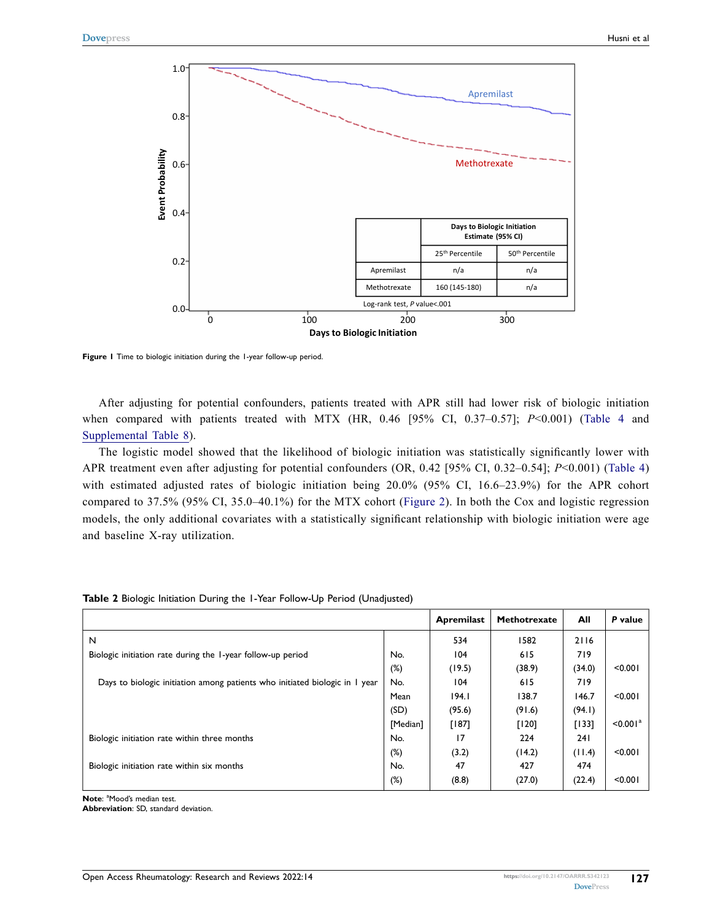Figure 1 Time to biologic initiation during the 1-year follow-up period.

After adjusting for potential confounders, patients treated with APR still had lower risk of biologic initiation when compared with patients treated with MTX (HR, 0.46 [95% CI, 0.37–0.57]; *P*<0.001) (Table 4 and Supplemental Table 8).

The logistic model showed that the likelihood of biologic initiation was statistically significantly lower with APR treatment even after adjusting for potential confounders (OR, 0.42 [95% CI, 0.32–0.54]; *P*<0.001) (Table 4) with estimated adjusted rates of biologic initiation being 20.0% (95% CI, 16.6–23.9%) for the APR cohort compared to 37.5% (95% CI, 35.0–40.1%) for the MTX cohort (Figure 2). In both the Cox and logistic regression models, the only additional covariates with a statistically significant relationship with biologic initiation were age and baseline X-ray utilization.

**Table 2** Biologic Initiation During the 1-Year Follow-Up Period (Unadjusted)

| | | Apremilast | Methotrexate | All | P value |
|---|---|---|---|---|---|
| N | | 534 | 1582 | 2116 | |
| Biologic initiation rate during the 1-year follow-up period | No. | 104 | 615 | 719 | |
| | (%) | (19.5) | (38.9) | (34.0) | <0.001 |
| Days to biologic initiation among patients who initiated biologic in 1 year | No. | 104 | 615 | 719 | |
| | Mean | 194.1 | 138.7 | 146.7 | <0.001 |
| | (SD) | (95.6) | (91.6) | (94.1) | |
| | [Median] | [187] | [120] | [133] | <0.001[a] |
| Biologic initiation rate within three months | No. | 17 | 224 | 241 | |
| | (%) | (3.2) | (14.2) | (11.4) | <0.001 |
| Biologic initiation rate within six months | No. | 47 | 427 | 474 | |
| | (%) | (8.8) | (27.0) | (22.4) | <0.001 |

**Note**: [a]Mood's median test.
**Abbreviation**: SD, standard deviation.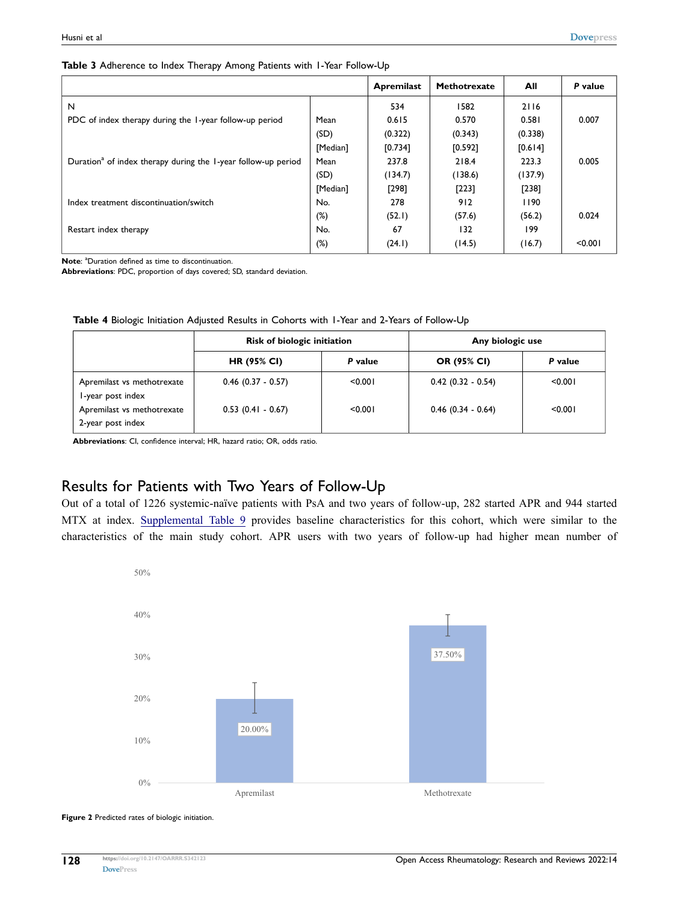**Table 3** Adherence to Index Therapy Among Patients with 1-Year Follow-Up

| | | Apremilast | Methotrexate | All | *P* value |
|---|---|---|---|---|---|
| N | | 534 | 1582 | 2116 | |
| PDC of index therapy during the 1-year follow-up period | Mean | 0.615 | 0.570 | 0.581 | 0.007 |
| | (SD) | (0.322) | (0.343) | (0.338) | |
| | [Median] | [0.734] | [0.592] | [0.614] | |
| Duration[a] of index therapy during the 1-year follow-up period | Mean | 237.8 | 218.4 | 223.3 | 0.005 |
| | (SD) | (134.7) | (138.6) | (137.9) | |
| | [Median] | [298] | [223] | [238] | |
| Index treatment discontinuation/switch | No. | 278 | 912 | 1190 | |
| | (%) | (52.1) | (57.6) | (56.2) | 0.024 |
| Restart index therapy | No. | 67 | 132 | 199 | |
| | (%) | (24.1) | (14.5) | (16.7) | <0.001 |

**Note**: [a]Duration defined as time to discontinuation.
**Abbreviations**: PDC, proportion of days covered; SD, standard deviation.

**Table 4** Biologic Initiation Adjusted Results in Cohorts with 1-Year and 2-Years of Follow-Up

| | Risk of biologic initiation | | Any biologic use | |
|---|---|---|---|---|
| | HR (95% CI) | *P* value | OR (95% CI) | *P* value |
| Apremilast vs methotrexate 1-year post index | 0.46 (0.37 - 0.57) | <0.001 | 0.42 (0.32 - 0.54) | <0.001 |
| Apremilast vs methotrexate 2-year post index | 0.53 (0.41 - 0.67) | <0.001 | 0.46 (0.34 - 0.64) | <0.001 |

**Abbreviations**: CI, confidence interval; HR, hazard ratio; OR, odds ratio.

## Results for Patients with Two Years of Follow-Up

Out of a total of 1226 systemic-naïve patients with PsA and two years of follow-up, 282 started APR and 944 started MTX at index. Supplemental Table 9 provides baseline characteristics for this cohort, which were similar to the characteristics of the main study cohort. APR users with two years of follow-up had higher mean number of

**Figure 2** Predicted rates of biologic initiation.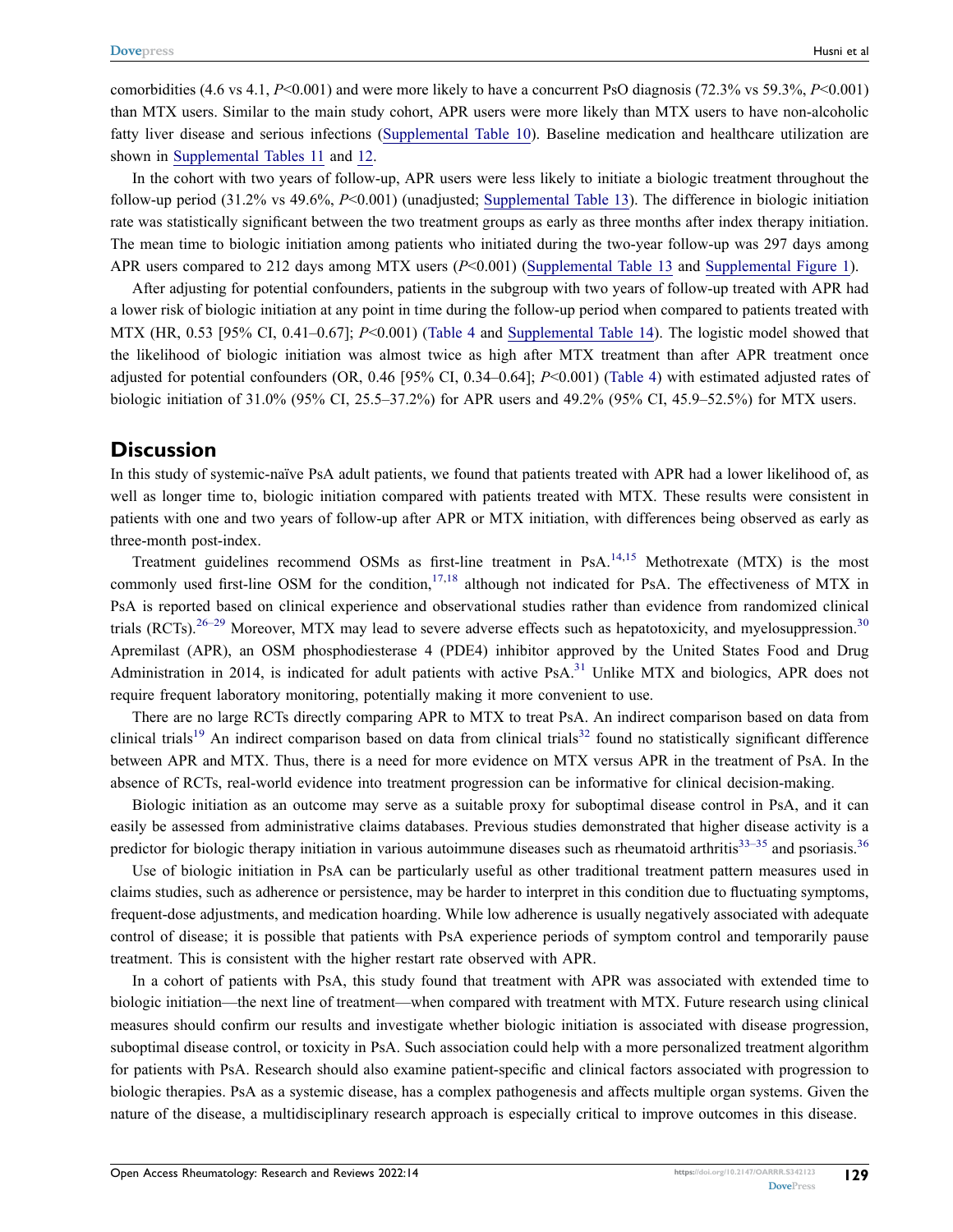comorbidities (4.6 vs 4.1, $P<0.001$) and were more likely to have a concurrent PsO diagnosis (72.3% vs 59.3%, $P<0.001$) than MTX users. Similar to the main study cohort, APR users were more likely than MTX users to have non-alcoholic fatty liver disease and serious infections (Supplemental Table 10). Baseline medication and healthcare utilization are shown in Supplemental Tables 11 and 12.

In the cohort with two years of follow-up, APR users were less likely to initiate a biologic treatment throughout the follow-up period (31.2% vs 49.6%, $P<0.001$) (unadjusted; Supplemental Table 13). The difference in biologic initiation rate was statistically significant between the two treatment groups as early as three months after index therapy initiation. The mean time to biologic initiation among patients who initiated during the two-year follow-up was 297 days among APR users compared to 212 days among MTX users ($P<0.001$) (Supplemental Table 13 and Supplemental Figure 1).

After adjusting for potential confounders, patients in the subgroup with two years of follow-up treated with APR had a lower risk of biologic initiation at any point in time during the follow-up period when compared to patients treated with MTX (HR, 0.53 [95% CI, 0.41–0.67]; $P<0.001$) (Table 4 and Supplemental Table 14). The logistic model showed that the likelihood of biologic initiation was almost twice as high after MTX treatment than after APR treatment once adjusted for potential confounders (OR, 0.46 [95% CI, 0.34–0.64]; $P<0.001$) (Table 4) with estimated adjusted rates of biologic initiation of 31.0% (95% CI, 25.5–37.2%) for APR users and 49.2% (95% CI, 45.9–52.5%) for MTX users.

## Discussion

In this study of systemic-naïve PsA adult patients, we found that patients treated with APR had a lower likelihood of, as well as longer time to, biologic initiation compared with patients treated with MTX. These results were consistent in patients with one and two years of follow-up after APR or MTX initiation, with differences being observed as early as three-month post-index.

Treatment guidelines recommend OSMs as first-line treatment in PsA.[14,15] Methotrexate (MTX) is the most commonly used first-line OSM for the condition,[17,18] although not indicated for PsA. The effectiveness of MTX in PsA is reported based on clinical experience and observational studies rather than evidence from randomized clinical trials (RCTs).[26–29] Moreover, MTX may lead to severe adverse effects such as hepatotoxicity, and myelosuppression.[30] Apremilast (APR), an OSM phosphodiesterase 4 (PDE4) inhibitor approved by the United States Food and Drug Administration in 2014, is indicated for adult patients with active PsA.[31] Unlike MTX and biologics, APR does not require frequent laboratory monitoring, potentially making it more convenient to use.

There are no large RCTs directly comparing APR to MTX to treat PsA. An indirect comparison based on data from clinical trials[19] An indirect comparison based on data from clinical trials[32] found no statistically significant difference between APR and MTX. Thus, there is a need for more evidence on MTX versus APR in the treatment of PsA. In the absence of RCTs, real-world evidence into treatment progression can be informative for clinical decision-making.

Biologic initiation as an outcome may serve as a suitable proxy for suboptimal disease control in PsA, and it can easily be assessed from administrative claims databases. Previous studies demonstrated that higher disease activity is a predictor for biologic therapy initiation in various autoimmune diseases such as rheumatoid arthritis[33–35] and psoriasis.[36]

Use of biologic initiation in PsA can be particularly useful as other traditional treatment pattern measures used in claims studies, such as adherence or persistence, may be harder to interpret in this condition due to fluctuating symptoms, frequent-dose adjustments, and medication hoarding. While low adherence is usually negatively associated with adequate control of disease; it is possible that patients with PsA experience periods of symptom control and temporarily pause treatment. This is consistent with the higher restart rate observed with APR.

In a cohort of patients with PsA, this study found that treatment with APR was associated with extended time to biologic initiation—the next line of treatment—when compared with treatment with MTX. Future research using clinical measures should confirm our results and investigate whether biologic initiation is associated with disease progression, suboptimal disease control, or toxicity in PsA. Such association could help with a more personalized treatment algorithm for patients with PsA. Research should also examine patient-specific and clinical factors associated with progression to biologic therapies. PsA as a systemic disease, has a complex pathogenesis and affects multiple organ systems. Given the nature of the disease, a multidisciplinary research approach is especially critical to improve outcomes in this disease.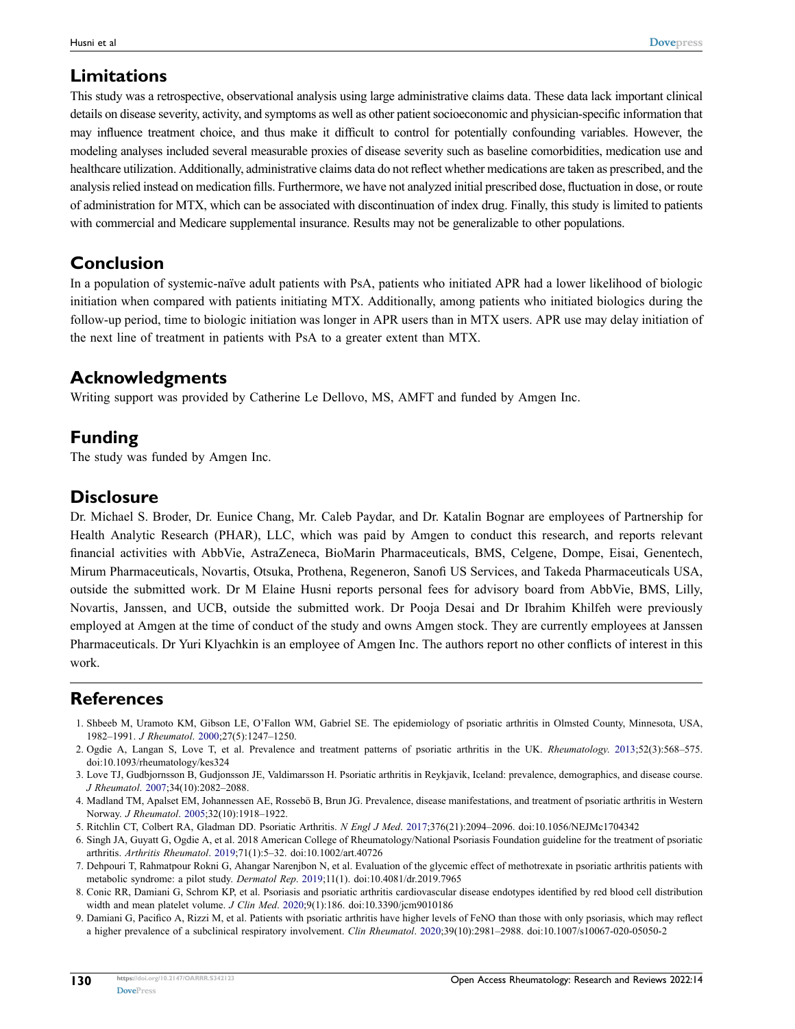## Limitations

This study was a retrospective, observational analysis using large administrative claims data. These data lack important clinical details on disease severity, activity, and symptoms as well as other patient socioeconomic and physician-specific information that may influence treatment choice, and thus make it difficult to control for potentially confounding variables. However, the modeling analyses included several measurable proxies of disease severity such as baseline comorbidities, medication use and healthcare utilization. Additionally, administrative claims data do not reflect whether medications are taken as prescribed, and the analysis relied instead on medication fills. Furthermore, we have not analyzed initial prescribed dose, fluctuation in dose, or route of administration for MTX, which can be associated with discontinuation of index drug. Finally, this study is limited to patients with commercial and Medicare supplemental insurance. Results may not be generalizable to other populations.

## Conclusion

In a population of systemic-naïve adult patients with PsA, patients who initiated APR had a lower likelihood of biologic initiation when compared with patients initiating MTX. Additionally, among patients who initiated biologics during the follow-up period, time to biologic initiation was longer in APR users than in MTX users. APR use may delay initiation of the next line of treatment in patients with PsA to a greater extent than MTX.

## Acknowledgments

Writing support was provided by Catherine Le Dellovo, MS, AMFT and funded by Amgen Inc.

## Funding

The study was funded by Amgen Inc.

## Disclosure

Dr. Michael S. Broder, Dr. Eunice Chang, Mr. Caleb Paydar, and Dr. Katalin Bognar are employees of Partnership for Health Analytic Research (PHAR), LLC, which was paid by Amgen to conduct this research, and reports relevant financial activities with AbbVie, AstraZeneca, BioMarin Pharmaceuticals, BMS, Celgene, Dompe, Eisai, Genentech, Mirum Pharmaceuticals, Novartis, Otsuka, Prothena, Regeneron, Sanofi US Services, and Takeda Pharmaceuticals USA, outside the submitted work. Dr M Elaine Husni reports personal fees for advisory board from AbbVie, BMS, Lilly, Novartis, Janssen, and UCB, outside the submitted work. Dr Pooja Desai and Dr Ibrahim Khilfeh were previously employed at Amgen at the time of conduct of the study and owns Amgen stock. They are currently employees at Janssen Pharmaceuticals. Dr Yuri Klyachkin is an employee of Amgen Inc. The authors report no other conflicts of interest in this work.

## References

1. Shbeeb M, Uramoto KM, Gibson LE, O'Fallon WM, Gabriel SE. The epidemiology of psoriatic arthritis in Olmsted County, Minnesota, USA, 1982–1991. *J Rheumatol*. 2000;27(5):1247–1250.
2. Ogdie A, Langan S, Love T, et al. Prevalence and treatment patterns of psoriatic arthritis in the UK. *Rheumatology*. 2013;52(3):568–575. doi:10.1093/rheumatology/kes324
3. Love TJ, Gudbjornsson B, Gudjonsson JE, Valdimarsson H. Psoriatic arthritis in Reykjavik, Iceland: prevalence, demographics, and disease course. *J Rheumatol*. 2007;34(10):2082–2088.
4. Madland TM, Apalset EM, Johannessen AE, Rossebö B, Brun JG. Prevalence, disease manifestations, and treatment of psoriatic arthritis in Western Norway. *J Rheumatol*. 2005;32(10):1918–1922.
5. Ritchlin CT, Colbert RA, Gladman DD. Psoriatic Arthritis. *N Engl J Med*. 2017;376(21):2094–2096. doi:10.1056/NEJMc1704342
6. Singh JA, Guyatt G, Ogdie A, et al. 2018 American College of Rheumatology/National Psoriasis Foundation guideline for the treatment of psoriatic arthritis. *Arthritis Rheumatol*. 2019;71(1):5–32. doi:10.1002/art.40726
7. Dehpouri T, Rahmatpour Rokni G, Ahangar Narenjbon N, et al. Evaluation of the glycemic effect of methotrexate in psoriatic arthritis patients with metabolic syndrome: a pilot study. *Dermatol Rep*. 2019;11(1). doi:10.4081/dr.2019.7965
8. Conic RR, Damiani G, Schrom KP, et al. Psoriasis and psoriatic arthritis cardiovascular disease endotypes identified by red blood cell distribution width and mean platelet volume. *J Clin Med*. 2020;9(1):186. doi:10.3390/jcm9010186
9. Damiani G, Pacifico A, Rizzi M, et al. Patients with psoriatic arthritis have higher levels of FeNO than those with only psoriasis, which may reflect a higher prevalence of a subclinical respiratory involvement. *Clin Rheumatol*. 2020;39(10):2981–2988. doi:10.1007/s10067-020-05050-2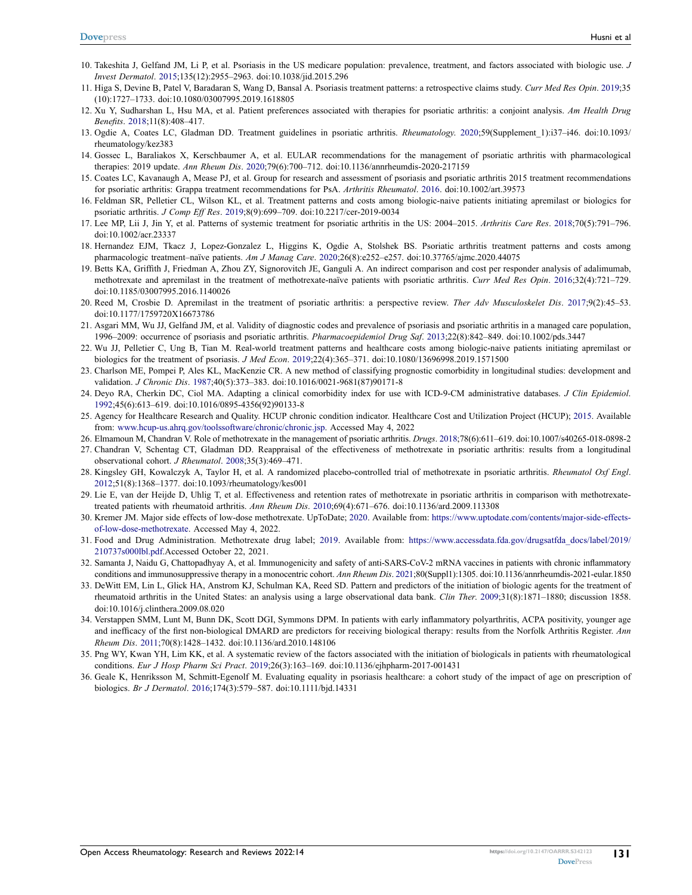10. Takeshita J, Gelfand JM, Li P, et al. Psoriasis in the US medicare population: prevalence, treatment, and factors associated with biologic use. *J Invest Dermatol*. 2015;135(12):2955–2963. doi:10.1038/jid.2015.296
11. Higa S, Devine B, Patel V, Baradaran S, Wang D, Bansal A. Psoriasis treatment patterns: a retrospective claims study. *Curr Med Res Opin*. 2019;35 (10):1727–1733. doi:10.1080/03007995.2019.1618805
12. Xu Y, Sudharshan L, Hsu MA, et al. Patient preferences associated with therapies for psoriatic arthritis: a conjoint analysis. *Am Health Drug Benefits*. 2018;11(8):408–417.
13. Ogdie A, Coates LC, Gladman DD. Treatment guidelines in psoriatic arthritis. *Rheumatology*. 2020;59(Supplement_1):i37–i46. doi:10.1093/rheumatology/kez383
14. Gossec L, Baraliakos X, Kerschbaumer A, et al. EULAR recommendations for the management of psoriatic arthritis with pharmacological therapies: 2019 update. *Ann Rheum Dis*. 2020;79(6):700–712. doi:10.1136/annrheumdis-2020-217159
15. Coates LC, Kavanaugh A, Mease PJ, et al. Group for research and assessment of psoriasis and psoriatic arthritis 2015 treatment recommendations for psoriatic arthritis: Grappa treatment recommendations for PsA. *Arthritis Rheumatol*. 2016. doi:10.1002/art.39573
16. Feldman SR, Pelletier CL, Wilson KL, et al. Treatment patterns and costs among biologic-naive patients initiating apremilast or biologics for psoriatic arthritis. *J Comp Eff Res*. 2019;8(9):699–709. doi:10.2217/cer-2019-0034
17. Lee MP, Lii J, Jin Y, et al. Patterns of systemic treatment for psoriatic arthritis in the US: 2004–2015. *Arthritis Care Res*. 2018;70(5):791–796. doi:10.1002/acr.23337
18. Hernandez EJM, Tkacz J, Lopez-Gonzalez L, Higgins K, Ogdie A, Stolshek BS. Psoriatic arthritis treatment patterns and costs among pharmacologic treatment–naïve patients. *Am J Manag Care*. 2020;26(8):e252–e257. doi:10.37765/ajmc.2020.44075
19. Betts KA, Griffith J, Friedman A, Zhou ZY, Signorovitch JE, Ganguli A. An indirect comparison and cost per responder analysis of adalimumab, methotrexate and apremilast in the treatment of methotrexate-naïve patients with psoriatic arthritis. *Curr Med Res Opin*. 2016;32(4):721–729. doi:10.1185/03007995.2016.1140026
20. Reed M, Crosbie D. Apremilast in the treatment of psoriatic arthritis: a perspective review. *Ther Adv Musculoskelet Dis*. 2017;9(2):45–53. doi:10.1177/1759720X16673786
21. Asgari MM, Wu JJ, Gelfand JM, et al. Validity of diagnostic codes and prevalence of psoriasis and psoriatic arthritis in a managed care population, 1996–2009: occurrence of psoriasis and psoriatic arthritis. *Pharmacoepidemiol Drug Saf*. 2013;22(8):842–849. doi:10.1002/pds.3447
22. Wu JJ, Pelletier C, Ung B, Tian M. Real-world treatment patterns and healthcare costs among biologic-naive patients initiating apremilast or biologics for the treatment of psoriasis. *J Med Econ*. 2019;22(4):365–371. doi:10.1080/13696998.2019.1571500
23. Charlson ME, Pompei P, Ales KL, MacKenzie CR. A new method of classifying prognostic comorbidity in longitudinal studies: development and validation. *J Chronic Dis*. 1987;40(5):373–383. doi:10.1016/0021-9681(87)90171-8
24. Deyo RA, Cherkin DC, Ciol MA. Adapting a clinical comorbidity index for use with ICD-9-CM administrative databases. *J Clin Epidemiol*. 1992;45(6):613–619. doi:10.1016/0895-4356(92)90133-8
25. Agency for Healthcare Research and Quality. HCUP chronic condition indicator. Healthcare Cost and Utilization Project (HCUP); 2015. Available from: www.hcup-us.ahrq.gov/toolssoftware/chronic/chronic.jsp. Accessed May 4, 2022
26. Elmamoun M, Chandran V. Role of methotrexate in the management of psoriatic arthritis. *Drugs*. 2018;78(6):611–619. doi:10.1007/s40265-018-0898-2
27. Chandran V, Schentag CT, Gladman DD. Reappraisal of the effectiveness of methotrexate in psoriatic arthritis: results from a longitudinal observational cohort. *J Rheumatol*. 2008;35(3):469–471.
28. Kingsley GH, Kowalczyk A, Taylor H, et al. A randomized placebo-controlled trial of methotrexate in psoriatic arthritis. *Rheumatol Oxf Engl*. 2012;51(8):1368–1377. doi:10.1093/rheumatology/kes001
29. Lie E, van der Heijde D, Uhlig T, et al. Effectiveness and retention rates of methotrexate in psoriatic arthritis in comparison with methotrexate-treated patients with rheumatoid arthritis. *Ann Rheum Dis*. 2010;69(4):671–676. doi:10.1136/ard.2009.113308
30. Kremer JM. Major side effects of low-dose methotrexate. UpToDate; 2020. Available from: https://www.uptodate.com/contents/major-side-effects-of-low-dose-methotrexate. Accessed May 4, 2022.
31. Food and Drug Administration. Methotrexate drug label; 2019. Available from: https://www.accessdata.fda.gov/drugsatfda_docs/label/2019/210737s000lbl.pdf.Accessed October 22, 2021.
32. Samanta J, Naidu G, Chattopadhyay A, et al. Immunogenicity and safety of anti-SARS-CoV-2 mRNA vaccines in patients with chronic inflammatory conditions and immunosuppressive therapy in a monocentric cohort. *Ann Rheum Dis*. 2021;80(Suppl1):1305. doi:10.1136/annrheumdis-2021-eular.1850
33. DeWitt EM, Lin L, Glick HA, Anstrom KJ, Schulman KA, Reed SD. Pattern and predictors of the initiation of biologic agents for the treatment of rheumatoid arthritis in the United States: an analysis using a large observational data bank. *Clin Ther*. 2009;31(8):1871–1880; discussion 1858. doi:10.1016/j.clinthera.2009.08.020
34. Verstappen SMM, Lunt M, Bunn DK, Scott DGI, Symmons DPM. In patients with early inflammatory polyarthritis, ACPA positivity, younger age and inefficacy of the first non-biological DMARD are predictors for receiving biological therapy: results from the Norfolk Arthritis Register. *Ann Rheum Dis*. 2011;70(8):1428–1432. doi:10.1136/ard.2010.148106
35. Png WY, Kwan YH, Lim KK, et al. A systematic review of the factors associated with the initiation of biologicals in patients with rheumatological conditions. *Eur J Hosp Pharm Sci Pract*. 2019;26(3):163–169. doi:10.1136/ejhpharm-2017-001431
36. Geale K, Henriksson M, Schmitt-Egenolf M. Evaluating equality in psoriasis healthcare: a cohort study of the impact of age on prescription of biologics. *Br J Dermatol*. 2016;174(3):579–587. doi:10.1111/bjd.14331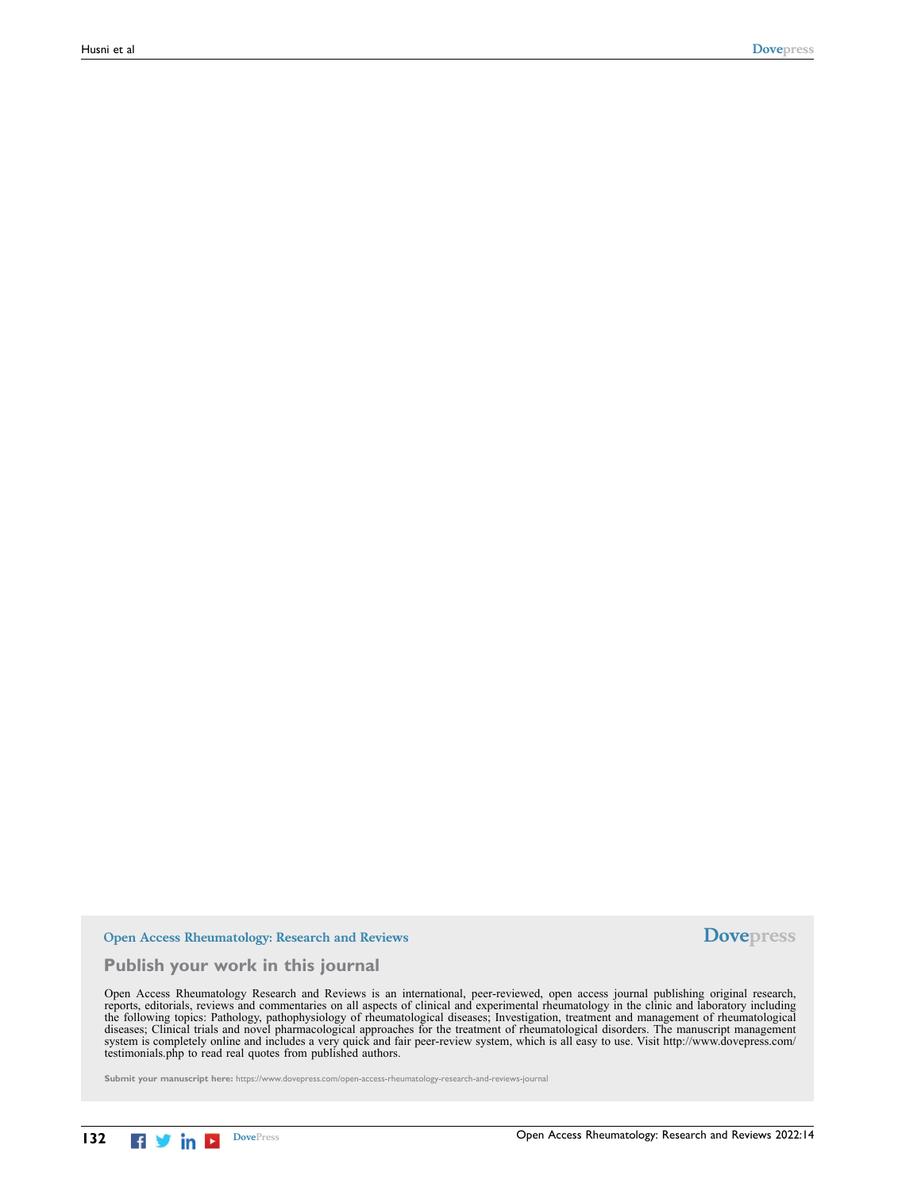**Open Access Rheumatology: Research and Reviews**

**Dovepress**

## Publish your work in this journal

Open Access Rheumatology Research and Reviews is an international, peer-reviewed, open access journal publishing original research, reports, editorials, reviews and commentaries on all aspects of clinical and experimental rheumatology in the clinic and laboratory including the following topics: Pathology, pathophysiology of rheumatological diseases; Investigation, treatment and management of rheumatological diseases; Clinical trials and novel pharmacological approaches for the treatment of rheumatological disorders. The manuscript management system is completely online and includes a very quick and fair peer-review system, which is all easy to use. Visit http://www.dovepress.com/testimonials.php to read real quotes from published authors.

**Submit your manuscript here:** https://www.dovepress.com/open-access-rheumatology-research-and-reviews-journal